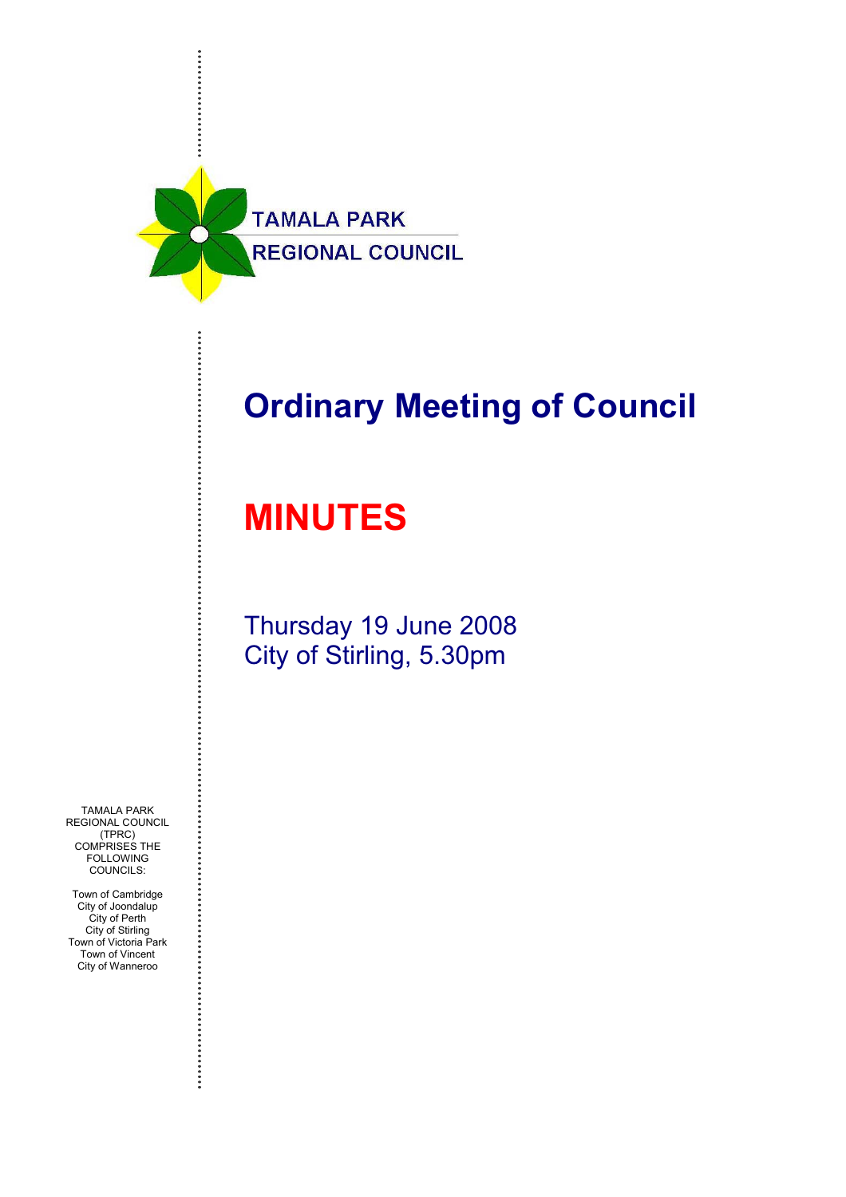TAMALA PARK
REGIONAL COUNCIL

# Ordinary Meeting of Council

# MINUTES

Thursday 19 June 2008
City of Stirling, 5.30pm

TAMALA PARK REGIONAL COUNCIL (TPRC) COMPRISES THE FOLLOWING COUNCILS:

Town of Cambridge
City of Joondalup
City of Perth
City of Stirling
Town of Victoria Park
Town of Vincent
City of Wanneroo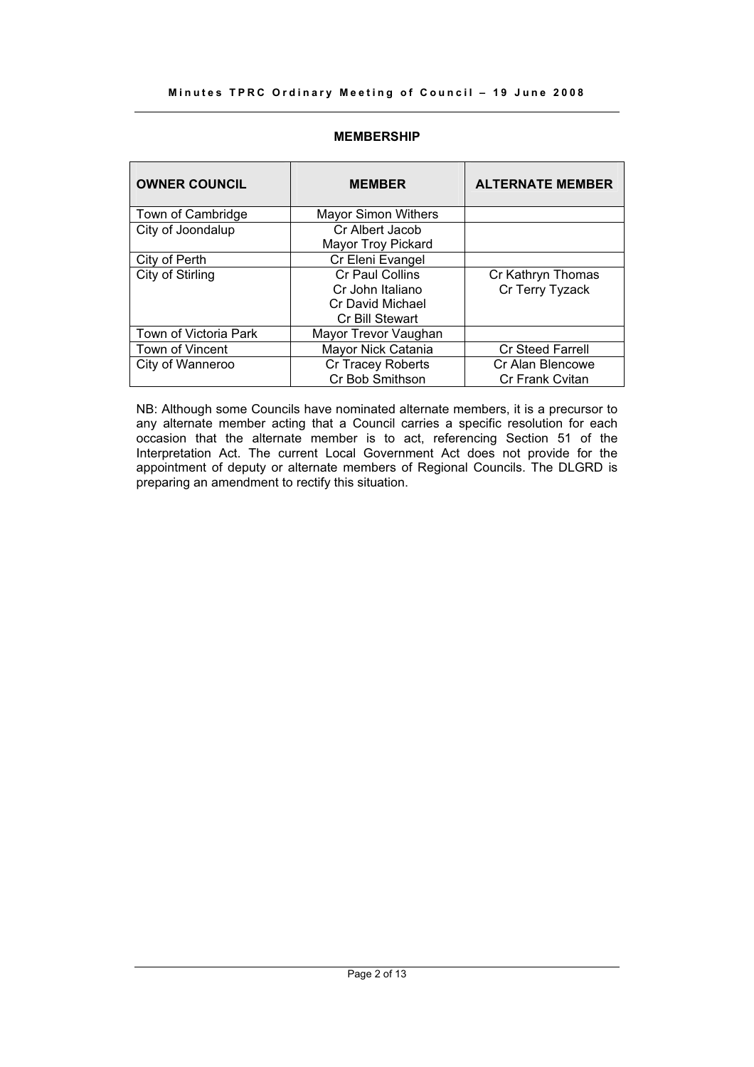## MEMBERSHIP

| OWNER COUNCIL | MEMBER | ALTERNATE MEMBER |
|---|---|---|
| Town of Cambridge | Mayor Simon Withers | |
| City of Joondalup | Cr Albert Jacob<br>Mayor Troy Pickard | |
| City of Perth | Cr Eleni Evangel | |
| City of Stirling | Cr Paul Collins<br>Cr John Italiano<br>Cr David Michael<br>Cr Bill Stewart | Cr Kathryn Thomas<br>Cr Terry Tyzack |
| Town of Victoria Park | Mayor Trevor Vaughan | |
| Town of Vincent | Mayor Nick Catania | Cr Steed Farrell |
| City of Wanneroo | Cr Tracey Roberts<br>Cr Bob Smithson | Cr Alan Blencowe<br>Cr Frank Cvitan |

NB: Although some Councils have nominated alternate members, it is a precursor to any alternate member acting that a Council carries a specific resolution for each occasion that the alternate member is to act, referencing Section 51 of the Interpretation Act. The current Local Government Act does not provide for the appointment of deputy or alternate members of Regional Councils. The DLGRD is preparing an amendment to rectify this situation.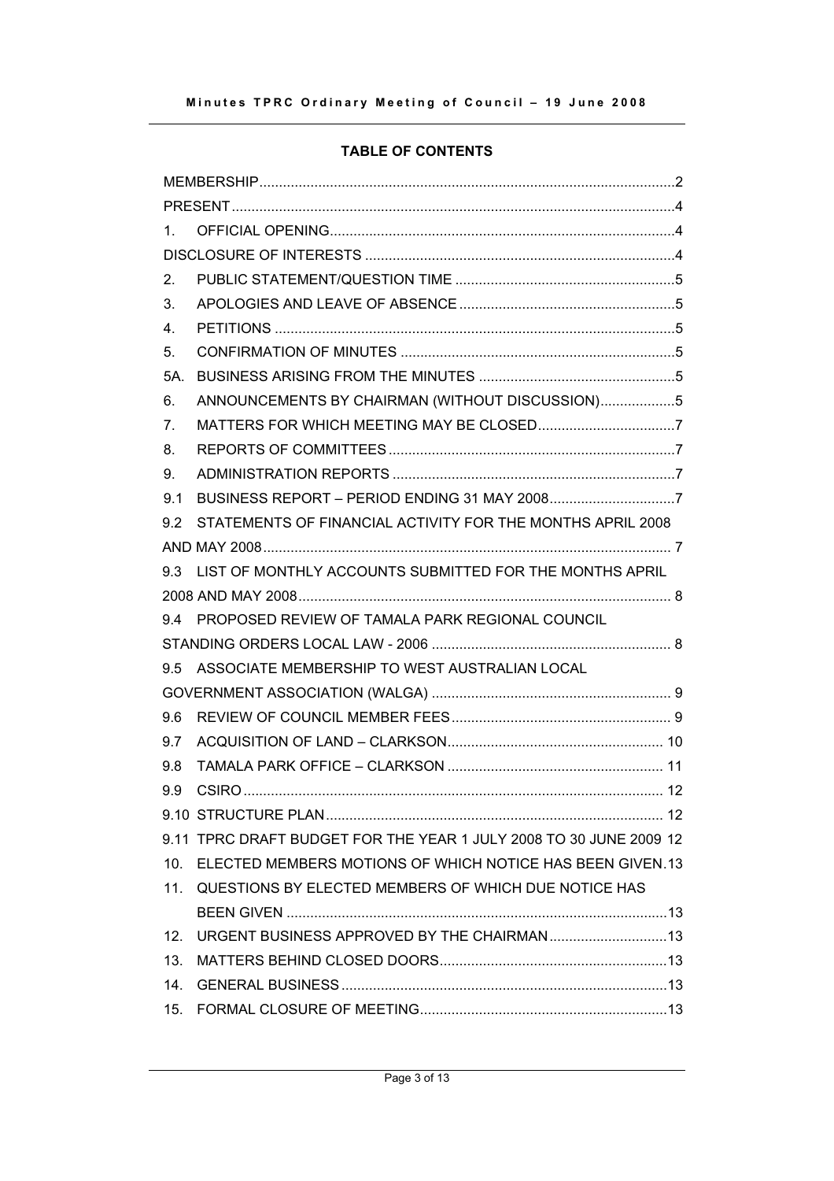**TABLE OF CONTENTS**

| | | |
|---|---|---|
| MEMBERSHIP | | 2 |
| PRESENT | | 4 |
| 1. | OFFICIAL OPENING | 4 |
| DISCLOSURE OF INTERESTS | | 4 |
| 2. | PUBLIC STATEMENT/QUESTION TIME | 5 |
| 3. | APOLOGIES AND LEAVE OF ABSENCE | 5 |
| 4. | PETITIONS | 5 |
| 5. | CONFIRMATION OF MINUTES | 5 |
| 5A. | BUSINESS ARISING FROM THE MINUTES | 5 |
| 6. | ANNOUNCEMENTS BY CHAIRMAN (WITHOUT DISCUSSION) | 5 |
| 7. | MATTERS FOR WHICH MEETING MAY BE CLOSED | 7 |
| 8. | REPORTS OF COMMITTEES | 7 |
| 9. | ADMINISTRATION REPORTS | 7 |
| 9.1 | BUSINESS REPORT – PERIOD ENDING 31 MAY 2008 | 7 |
| 9.2 | STATEMENTS OF FINANCIAL ACTIVITY FOR THE MONTHS APRIL 2008 AND MAY 2008 | 7 |
| 9.3 | LIST OF MONTHLY ACCOUNTS SUBMITTED FOR THE MONTHS APRIL 2008 AND MAY 2008 | 8 |
| 9.4 | PROPOSED REVIEW OF TAMALA PARK REGIONAL COUNCIL STANDING ORDERS LOCAL LAW - 2006 | 8 |
| 9.5 | ASSOCIATE MEMBERSHIP TO WEST AUSTRALIAN LOCAL GOVERNMENT ASSOCIATION (WALGA) | 9 |
| 9.6 | REVIEW OF COUNCIL MEMBER FEES | 9 |
| 9.7 | ACQUISITION OF LAND – CLARKSON | 10 |
| 9.8 | TAMALA PARK OFFICE – CLARKSON | 11 |
| 9.9 | CSIRO | 12 |
| 9.10 | STRUCTURE PLAN | 12 |
| 9.11 | TPRC DRAFT BUDGET FOR THE YEAR 1 JULY 2008 TO 30 JUNE 2009 | 12 |
| 10. | ELECTED MEMBERS MOTIONS OF WHICH NOTICE HAS BEEN GIVEN | 13 |
| 11. | QUESTIONS BY ELECTED MEMBERS OF WHICH DUE NOTICE HAS BEEN GIVEN | 13 |
| 12. | URGENT BUSINESS APPROVED BY THE CHAIRMAN | 13 |
| 13. | MATTERS BEHIND CLOSED DOORS | 13 |
| 14. | GENERAL BUSINESS | 13 |
| 15. | FORMAL CLOSURE OF MEETING | 13 |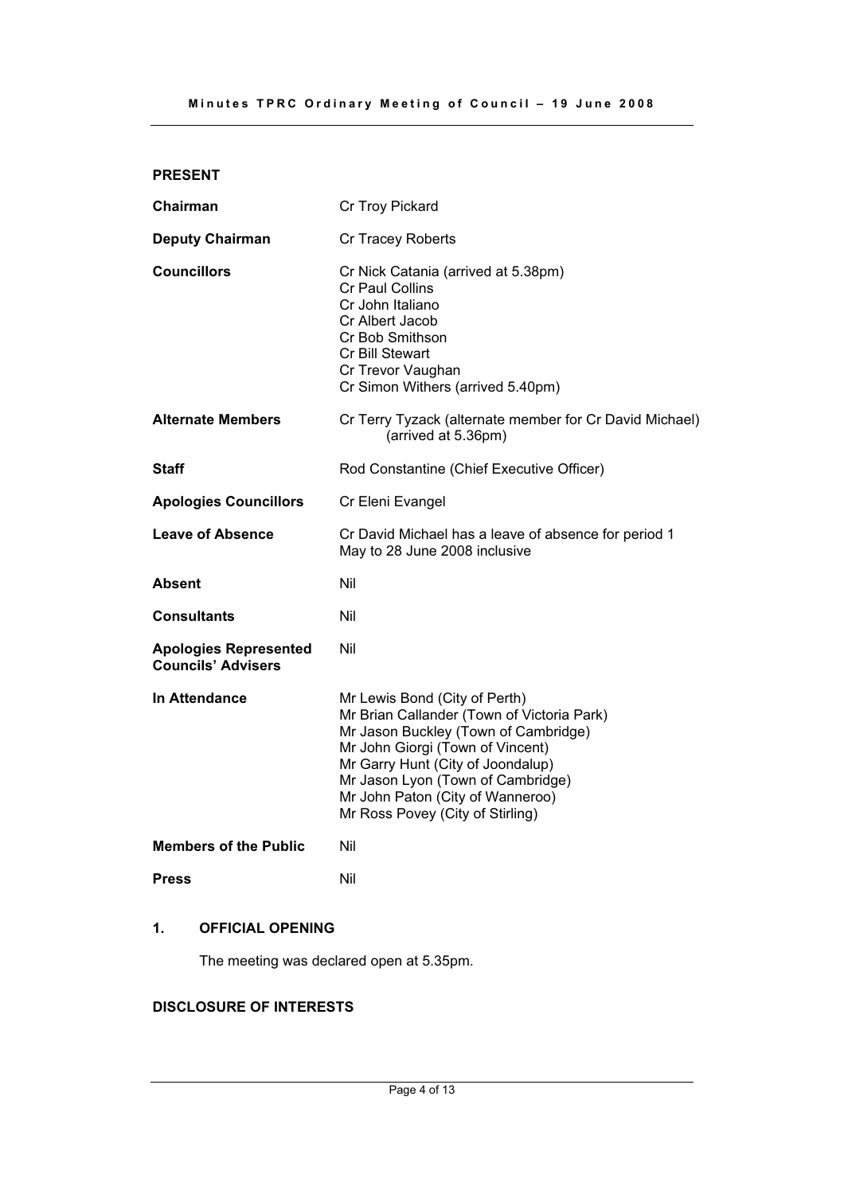## PRESENT

| | |
|---|---|
| **Chairman** | Cr Troy Pickard |
| **Deputy Chairman** | Cr Tracey Roberts |
| **Councillors** | Cr Nick Catania (arrived at 5.38pm)<br>Cr Paul Collins<br>Cr John Italiano<br>Cr Albert Jacob<br>Cr Bob Smithson<br>Cr Bill Stewart<br>Cr Trevor Vaughan<br>Cr Simon Withers (arrived 5.40pm) |
| **Alternate Members** | Cr Terry Tyzack (alternate member for Cr David Michael) (arrived at 5.36pm) |
| **Staff** | Rod Constantine (Chief Executive Officer) |
| **Apologies Councillors** | Cr Eleni Evangel |
| **Leave of Absence** | Cr David Michael has a leave of absence for period 1 May to 28 June 2008 inclusive |
| **Absent** | Nil |
| **Consultants** | Nil |
| **Apologies Represented Councils' Advisers** | Nil |
| **In Attendance** | Mr Lewis Bond (City of Perth)<br>Mr Brian Callander (Town of Victoria Park)<br>Mr Jason Buckley (Town of Cambridge)<br>Mr John Giorgi (Town of Vincent)<br>Mr Garry Hunt (City of Joondalup)<br>Mr Jason Lyon (Town of Cambridge)<br>Mr John Paton (City of Wanneroo)<br>Mr Ross Povey (City of Stirling) |
| **Members of the Public** | Nil |
| **Press** | Nil |

## 1. OFFICIAL OPENING

The meeting was declared open at 5.35pm.

## DISCLOSURE OF INTERESTS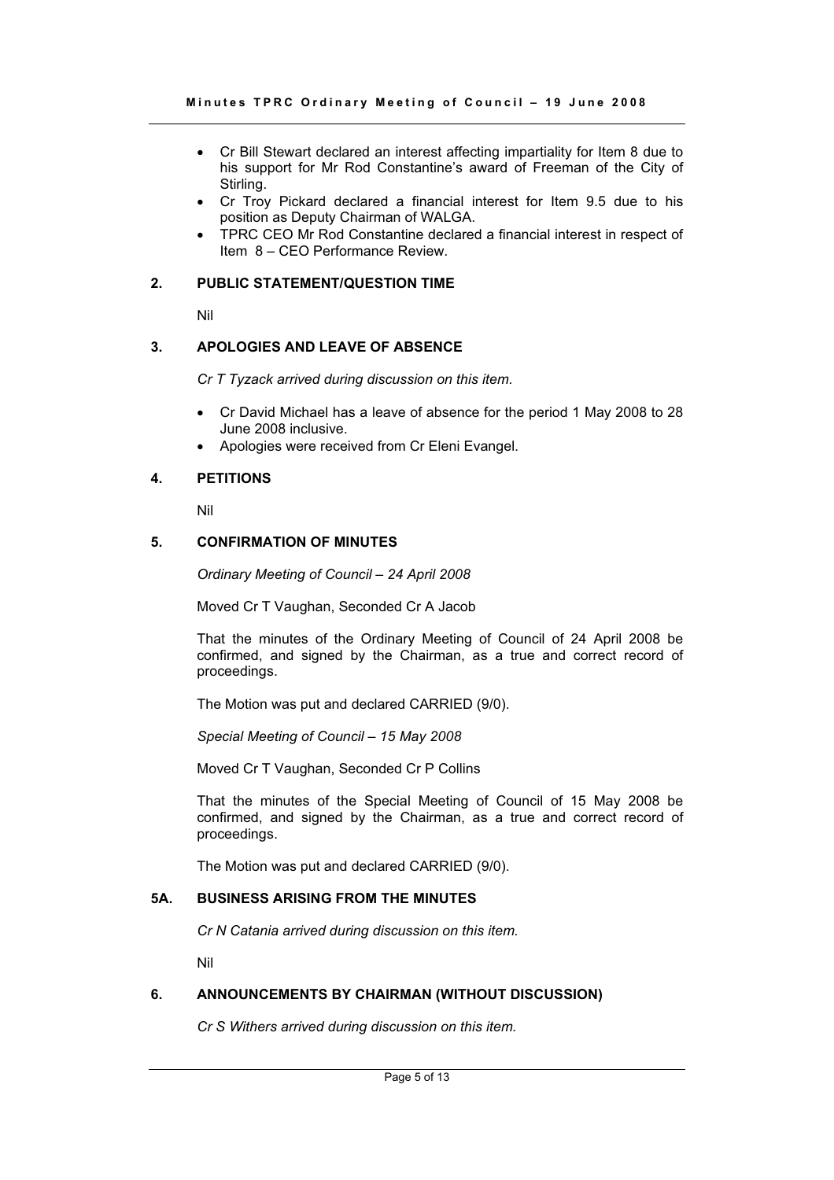- Cr Bill Stewart declared an interest affecting impartiality for Item 8 due to his support for Mr Rod Constantine's award of Freeman of the City of Stirling.
- Cr Troy Pickard declared a financial interest for Item 9.5 due to his position as Deputy Chairman of WALGA.
- TPRC CEO Mr Rod Constantine declared a financial interest in respect of Item 8 – CEO Performance Review.

## 2. PUBLIC STATEMENT/QUESTION TIME

Nil

## 3. APOLOGIES AND LEAVE OF ABSENCE

*Cr T Tyzack arrived during discussion on this item.*

- Cr David Michael has a leave of absence for the period 1 May 2008 to 28 June 2008 inclusive.
- Apologies were received from Cr Eleni Evangel.

## 4. PETITIONS

Nil

## 5. CONFIRMATION OF MINUTES

*Ordinary Meeting of Council – 24 April 2008*

Moved Cr T Vaughan, Seconded Cr A Jacob

That the minutes of the Ordinary Meeting of Council of 24 April 2008 be confirmed, and signed by the Chairman, as a true and correct record of proceedings.

The Motion was put and declared CARRIED (9/0).

*Special Meeting of Council – 15 May 2008*

Moved Cr T Vaughan, Seconded Cr P Collins

That the minutes of the Special Meeting of Council of 15 May 2008 be confirmed, and signed by the Chairman, as a true and correct record of proceedings.

The Motion was put and declared CARRIED (9/0).

## 5A. BUSINESS ARISING FROM THE MINUTES

*Cr N Catania arrived during discussion on this item.*

Nil

## 6. ANNOUNCEMENTS BY CHAIRMAN (WITHOUT DISCUSSION)

*Cr S Withers arrived during discussion on this item.*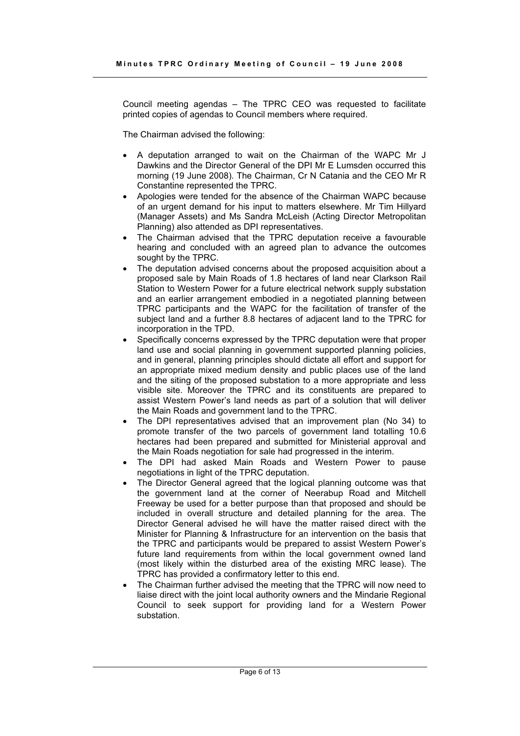Council meeting agendas – The TPRC CEO was requested to facilitate printed copies of agendas to Council members where required.

The Chairman advised the following:

- A deputation arranged to wait on the Chairman of the WAPC Mr J Dawkins and the Director General of the DPI Mr E Lumsden occurred this morning (19 June 2008). The Chairman, Cr N Catania and the CEO Mr R Constantine represented the TPRC.
- Apologies were tended for the absence of the Chairman WAPC because of an urgent demand for his input to matters elsewhere. Mr Tim Hillyard (Manager Assets) and Ms Sandra McLeish (Acting Director Metropolitan Planning) also attended as DPI representatives.
- The Chairman advised that the TPRC deputation receive a favourable hearing and concluded with an agreed plan to advance the outcomes sought by the TPRC.
- The deputation advised concerns about the proposed acquisition about a proposed sale by Main Roads of 1.8 hectares of land near Clarkson Rail Station to Western Power for a future electrical network supply substation and an earlier arrangement embodied in a negotiated planning between TPRC participants and the WAPC for the facilitation of transfer of the subject land and a further 8.8 hectares of adjacent land to the TPRC for incorporation in the TPD.
- Specifically concerns expressed by the TPRC deputation were that proper land use and social planning in government supported planning policies, and in general, planning principles should dictate all effort and support for an appropriate mixed medium density and public places use of the land and the siting of the proposed substation to a more appropriate and less visible site. Moreover the TPRC and its constituents are prepared to assist Western Power's land needs as part of a solution that will deliver the Main Roads and government land to the TPRC.
- The DPI representatives advised that an improvement plan (No 34) to promote transfer of the two parcels of government land totalling 10.6 hectares had been prepared and submitted for Ministerial approval and the Main Roads negotiation for sale had progressed in the interim.
- The DPI had asked Main Roads and Western Power to pause negotiations in light of the TPRC deputation.
- The Director General agreed that the logical planning outcome was that the government land at the corner of Neerabup Road and Mitchell Freeway be used for a better purpose than that proposed and should be included in overall structure and detailed planning for the area. The Director General advised he will have the matter raised direct with the Minister for Planning & Infrastructure for an intervention on the basis that the TPRC and participants would be prepared to assist Western Power's future land requirements from within the local government owned land (most likely within the disturbed area of the existing MRC lease). The TPRC has provided a confirmatory letter to this end.
- The Chairman further advised the meeting that the TPRC will now need to liaise direct with the joint local authority owners and the Mindarie Regional Council to seek support for providing land for a Western Power substation.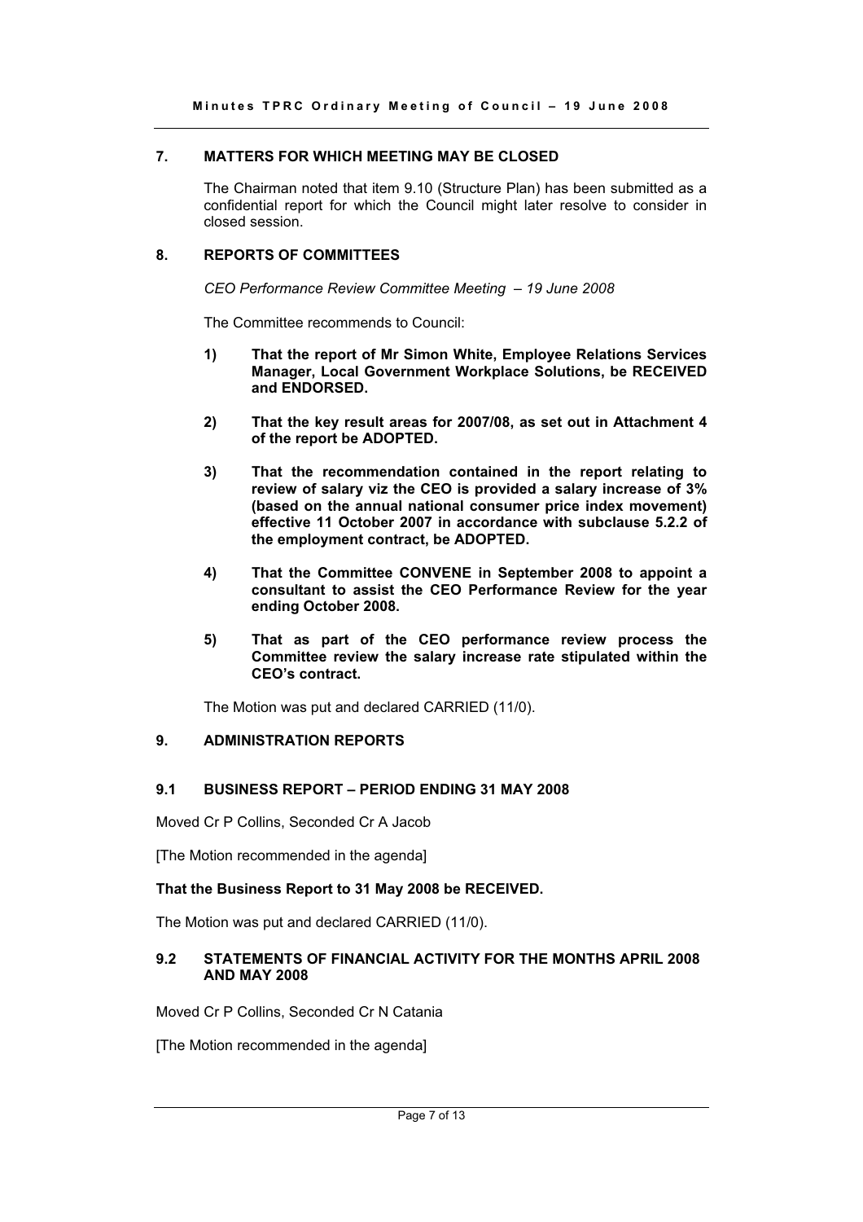## 7. MATTERS FOR WHICH MEETING MAY BE CLOSED

The Chairman noted that item 9.10 (Structure Plan) has been submitted as a confidential report for which the Council might later resolve to consider in closed session.

## 8. REPORTS OF COMMITTEES

*CEO Performance Review Committee Meeting – 19 June 2008*

The Committee recommends to Council:

1) **That the report of Mr Simon White, Employee Relations Services Manager, Local Government Workplace Solutions, be RECEIVED and ENDORSED.**

2) **That the key result areas for 2007/08, as set out in Attachment 4 of the report be ADOPTED.**

3) **That the recommendation contained in the report relating to review of salary viz the CEO is provided a salary increase of 3% (based on the annual national consumer price index movement) effective 11 October 2007 in accordance with subclause 5.2.2 of the employment contract, be ADOPTED.**

4) **That the Committee CONVENE in September 2008 to appoint a consultant to assist the CEO Performance Review for the year ending October 2008.**

5) **That as part of the CEO performance review process the Committee review the salary increase rate stipulated within the CEO's contract.**

The Motion was put and declared CARRIED (11/0).

## 9. ADMINISTRATION REPORTS

### 9.1 BUSINESS REPORT – PERIOD ENDING 31 MAY 2008

Moved Cr P Collins, Seconded Cr A Jacob

[The Motion recommended in the agenda]

**That the Business Report to 31 May 2008 be RECEIVED.**

The Motion was put and declared CARRIED (11/0).

### 9.2 STATEMENTS OF FINANCIAL ACTIVITY FOR THE MONTHS APRIL 2008 AND MAY 2008

Moved Cr P Collins, Seconded Cr N Catania

[The Motion recommended in the agenda]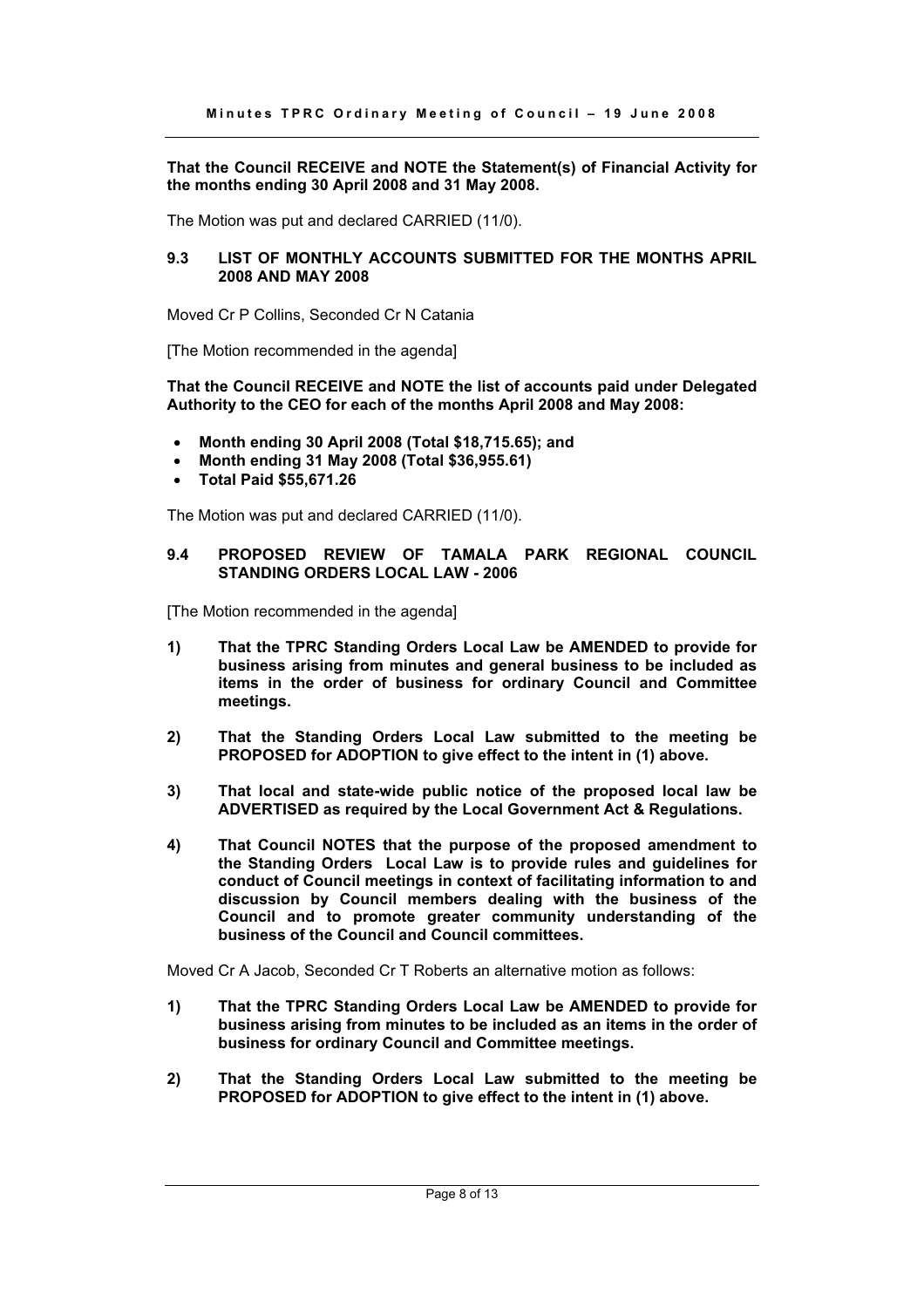**That the Council RECEIVE and NOTE the Statement(s) of Financial Activity for the months ending 30 April 2008 and 31 May 2008.**

The Motion was put and declared CARRIED (11/0).

### 9.3 LIST OF MONTHLY ACCOUNTS SUBMITTED FOR THE MONTHS APRIL 2008 AND MAY 2008

Moved Cr P Collins, Seconded Cr N Catania

[The Motion recommended in the agenda]

**That the Council RECEIVE and NOTE the list of accounts paid under Delegated Authority to the CEO for each of the months April 2008 and May 2008:**

- **Month ending 30 April 2008 (Total $18,715.65); and**
- **Month ending 31 May 2008 (Total $36,955.61)**
- **Total Paid $55,671.26**

The Motion was put and declared CARRIED (11/0).

### 9.4 PROPOSED REVIEW OF TAMALA PARK REGIONAL COUNCIL STANDING ORDERS LOCAL LAW - 2006

[The Motion recommended in the agenda]

**1) That the TPRC Standing Orders Local Law be AMENDED to provide for business arising from minutes and general business to be included as items in the order of business for ordinary Council and Committee meetings.**

**2) That the Standing Orders Local Law submitted to the meeting be PROPOSED for ADOPTION to give effect to the intent in (1) above.**

**3) That local and state-wide public notice of the proposed local law be ADVERTISED as required by the Local Government Act & Regulations.**

**4) That Council NOTES that the purpose of the proposed amendment to the Standing Orders Local Law is to provide rules and guidelines for conduct of Council meetings in context of facilitating information to and discussion by Council members dealing with the business of the Council and to promote greater community understanding of the business of the Council and Council committees.**

Moved Cr A Jacob, Seconded Cr T Roberts an alternative motion as follows:

**1) That the TPRC Standing Orders Local Law be AMENDED to provide for business arising from minutes to be included as an items in the order of business for ordinary Council and Committee meetings.**

**2) That the Standing Orders Local Law submitted to the meeting be PROPOSED for ADOPTION to give effect to the intent in (1) above.**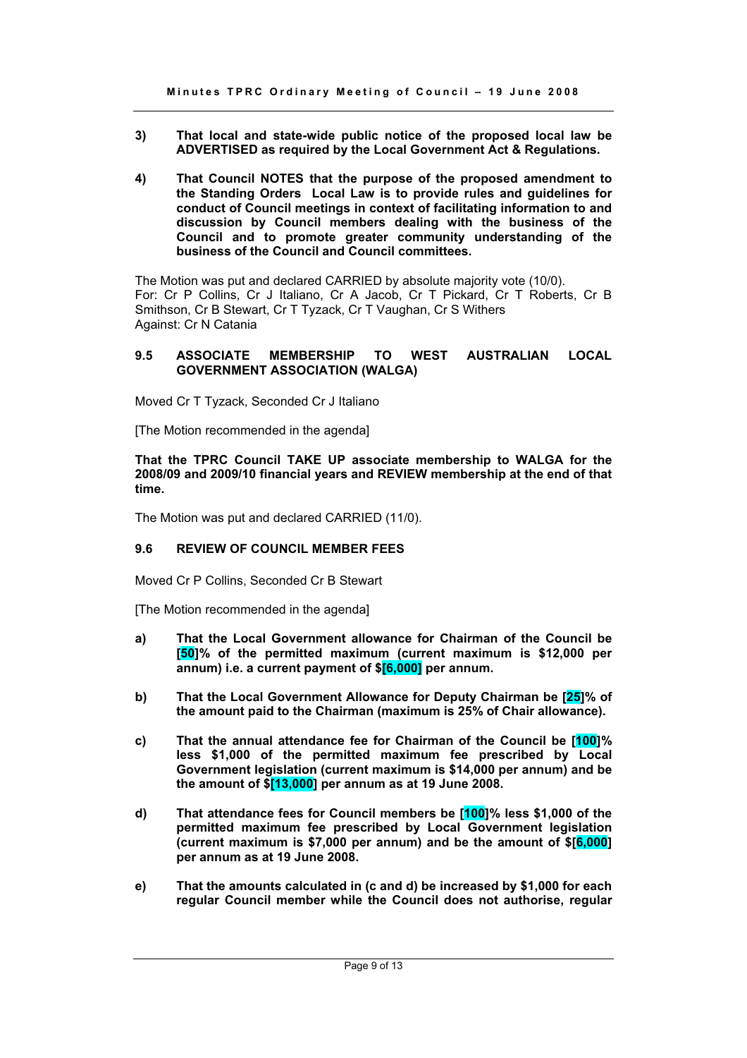**3) That local and state-wide public notice of the proposed local law be ADVERTISED as required by the Local Government Act & Regulations.**

**4) That Council NOTES that the purpose of the proposed amendment to the Standing Orders Local Law is to provide rules and guidelines for conduct of Council meetings in context of facilitating information to and discussion by Council members dealing with the business of the Council and to promote greater community understanding of the business of the Council and Council committees.**

The Motion was put and declared CARRIED by absolute majority vote (10/0).
For: Cr P Collins, Cr J Italiano, Cr A Jacob, Cr T Pickard, Cr T Roberts, Cr B Smithson, Cr B Stewart, Cr T Tyzack, Cr T Vaughan, Cr S Withers
Against: Cr N Catania

### 9.5 ASSOCIATE MEMBERSHIP TO WEST AUSTRALIAN LOCAL GOVERNMENT ASSOCIATION (WALGA)

Moved Cr T Tyzack, Seconded Cr J Italiano

[The Motion recommended in the agenda]

**That the TPRC Council TAKE UP associate membership to WALGA for the 2008/09 and 2009/10 financial years and REVIEW membership at the end of that time.**

The Motion was put and declared CARRIED (11/0).

### 9.6 REVIEW OF COUNCIL MEMBER FEES

Moved Cr P Collins, Seconded Cr B Stewart

[The Motion recommended in the agenda]

**a) That the Local Government allowance for Chairman of the Council be [50]% of the permitted maximum (current maximum is $12,000 per annum) i.e. a current payment of $[6,000] per annum.**

**b) That the Local Government Allowance for Deputy Chairman be [25]% of the amount paid to the Chairman (maximum is 25% of Chair allowance).**

**c) That the annual attendance fee for Chairman of the Council be [100]% less $1,000 of the permitted maximum fee prescribed by Local Government legislation (current maximum is $14,000 per annum) and be the amount of $[13,000] per annum as at 19 June 2008.**

**d) That attendance fees for Council members be [100]% less $1,000 of the permitted maximum fee prescribed by Local Government legislation (current maximum is $7,000 per annum) and be the amount of $[6,000] per annum as at 19 June 2008.**

**e) That the amounts calculated in (c and d) be increased by $1,000 for each regular Council member while the Council does not authorise, regular**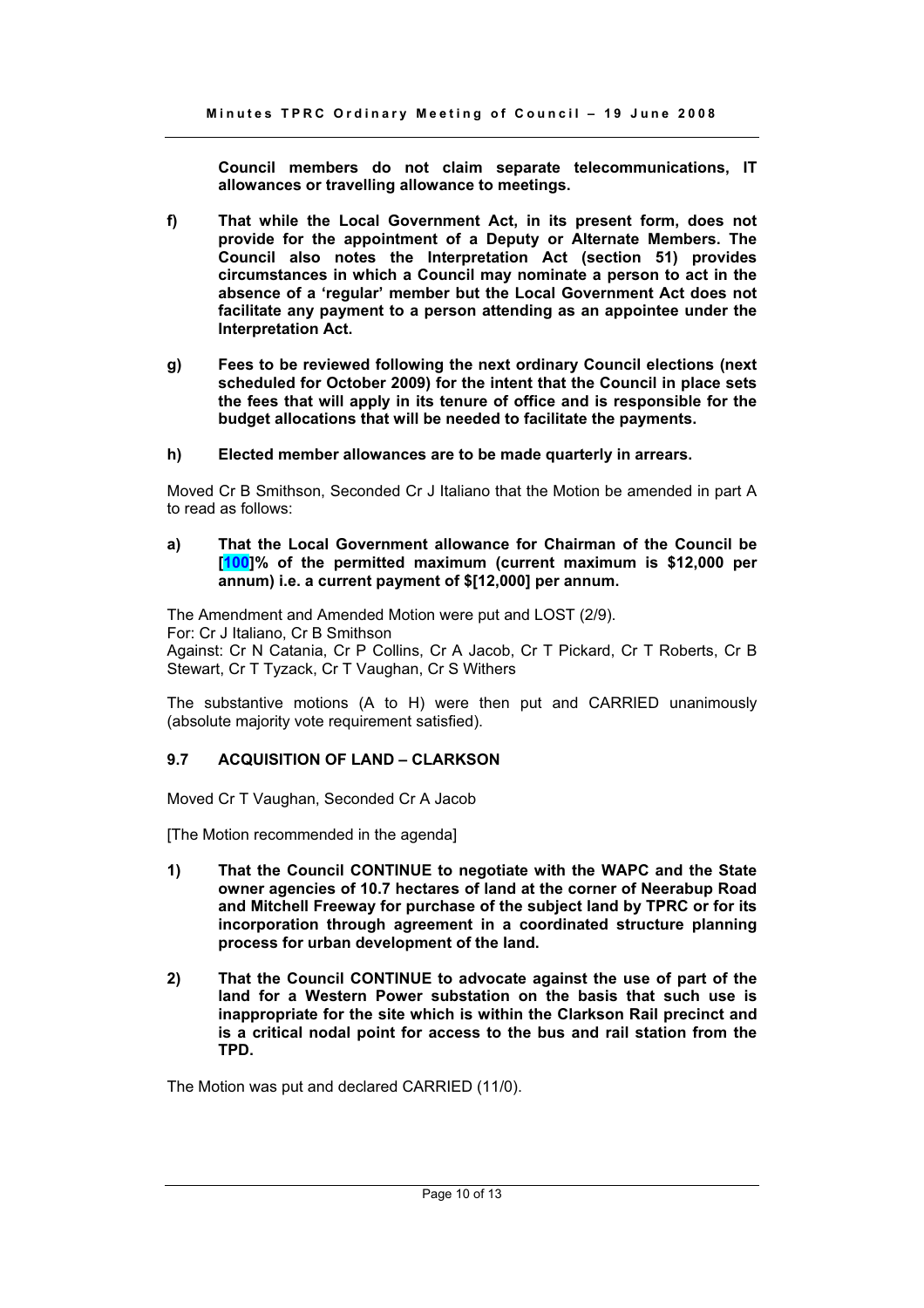**Council members do not claim separate telecommunications, IT allowances or travelling allowance to meetings.**

**f) That while the Local Government Act, in its present form, does not provide for the appointment of a Deputy or Alternate Members. The Council also notes the Interpretation Act (section 51) provides circumstances in which a Council may nominate a person to act in the absence of a 'regular' member but the Local Government Act does not facilitate any payment to a person attending as an appointee under the Interpretation Act.**

**g) Fees to be reviewed following the next ordinary Council elections (next scheduled for October 2009) for the intent that the Council in place sets the fees that will apply in its tenure of office and is responsible for the budget allocations that will be needed to facilitate the payments.**

**h) Elected member allowances are to be made quarterly in arrears.**

Moved Cr B Smithson, Seconded Cr J Italiano that the Motion be amended in part A to read as follows:

**a) That the Local Government allowance for Chairman of the Council be [100]% of the permitted maximum (current maximum is $12,000 per annum) i.e. a current payment of $[12,000] per annum.**

The Amendment and Amended Motion were put and LOST (2/9).
For: Cr J Italiano, Cr B Smithson
Against: Cr N Catania, Cr P Collins, Cr A Jacob, Cr T Pickard, Cr T Roberts, Cr B Stewart, Cr T Tyzack, Cr T Vaughan, Cr S Withers

The substantive motions (A to H) were then put and CARRIED unanimously (absolute majority vote requirement satisfied).

## 9.7 ACQUISITION OF LAND – CLARKSON

Moved Cr T Vaughan, Seconded Cr A Jacob

[The Motion recommended in the agenda]

**1) That the Council CONTINUE to negotiate with the WAPC and the State owner agencies of 10.7 hectares of land at the corner of Neerabup Road and Mitchell Freeway for purchase of the subject land by TPRC or for its incorporation through agreement in a coordinated structure planning process for urban development of the land.**

**2) That the Council CONTINUE to advocate against the use of part of the land for a Western Power substation on the basis that such use is inappropriate for the site which is within the Clarkson Rail precinct and is a critical nodal point for access to the bus and rail station from the TPD.**

The Motion was put and declared CARRIED (11/0).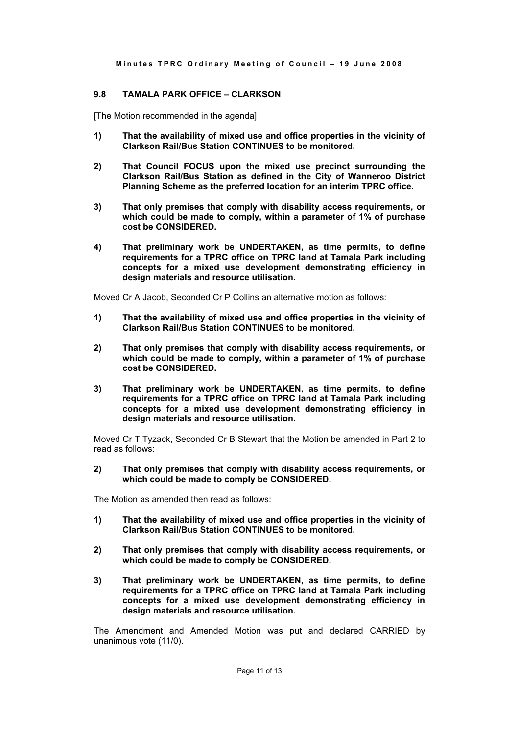## 9.8 TAMALA PARK OFFICE – CLARKSON

[The Motion recommended in the agenda]

**1) That the availability of mixed use and office properties in the vicinity of Clarkson Rail/Bus Station CONTINUES to be monitored.**

**2) That Council FOCUS upon the mixed use precinct surrounding the Clarkson Rail/Bus Station as defined in the City of Wanneroo District Planning Scheme as the preferred location for an interim TPRC office.**

**3) That only premises that comply with disability access requirements, or which could be made to comply, within a parameter of 1% of purchase cost be CONSIDERED.**

**4) That preliminary work be UNDERTAKEN, as time permits, to define requirements for a TPRC office on TPRC land at Tamala Park including concepts for a mixed use development demonstrating efficiency in design materials and resource utilisation.**

Moved Cr A Jacob, Seconded Cr P Collins an alternative motion as follows:

**1) That the availability of mixed use and office properties in the vicinity of Clarkson Rail/Bus Station CONTINUES to be monitored.**

**2) That only premises that comply with disability access requirements, or which could be made to comply, within a parameter of 1% of purchase cost be CONSIDERED.**

**3) That preliminary work be UNDERTAKEN, as time permits, to define requirements for a TPRC office on TPRC land at Tamala Park including concepts for a mixed use development demonstrating efficiency in design materials and resource utilisation.**

Moved Cr T Tyzack, Seconded Cr B Stewart that the Motion be amended in Part 2 to read as follows:

**2) That only premises that comply with disability access requirements, or which could be made to comply be CONSIDERED.**

The Motion as amended then read as follows:

**1) That the availability of mixed use and office properties in the vicinity of Clarkson Rail/Bus Station CONTINUES to be monitored.**

**2) That only premises that comply with disability access requirements, or which could be made to comply be CONSIDERED.**

**3) That preliminary work be UNDERTAKEN, as time permits, to define requirements for a TPRC office on TPRC land at Tamala Park including concepts for a mixed use development demonstrating efficiency in design materials and resource utilisation.**

The Amendment and Amended Motion was put and declared CARRIED by unanimous vote (11/0).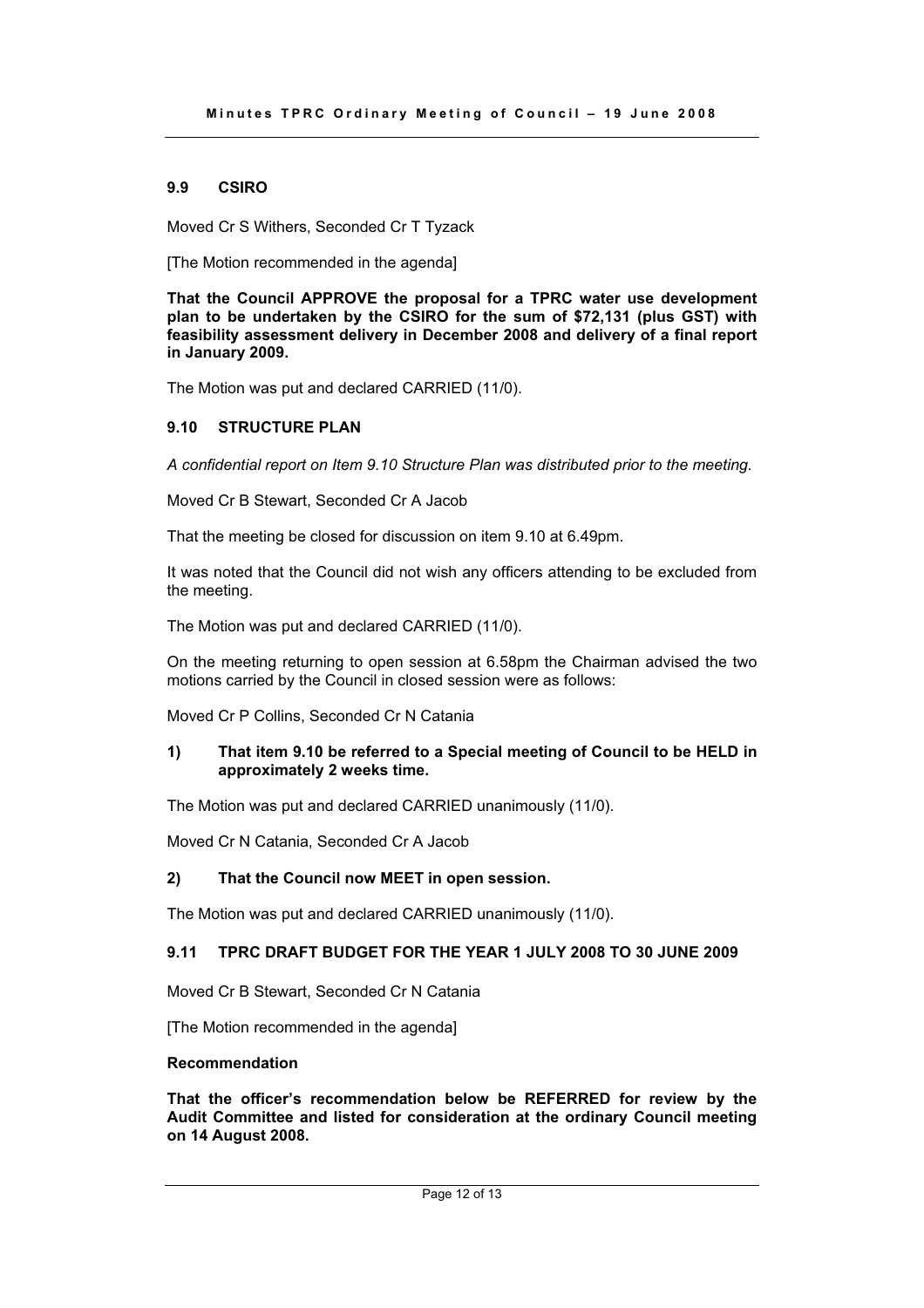### 9.9 CSIRO

Moved Cr S Withers, Seconded Cr T Tyzack

[The Motion recommended in the agenda]

**That the Council APPROVE the proposal for a TPRC water use development plan to be undertaken by the CSIRO for the sum of $72,131 (plus GST) with feasibility assessment delivery in December 2008 and delivery of a final report in January 2009.**

The Motion was put and declared CARRIED (11/0).

### 9.10 STRUCTURE PLAN

*A confidential report on Item 9.10 Structure Plan was distributed prior to the meeting.*

Moved Cr B Stewart, Seconded Cr A Jacob

That the meeting be closed for discussion on item 9.10 at 6.49pm.

It was noted that the Council did not wish any officers attending to be excluded from the meeting.

The Motion was put and declared CARRIED (11/0).

On the meeting returning to open session at 6.58pm the Chairman advised the two motions carried by the Council in closed session were as follows:

Moved Cr P Collins, Seconded Cr N Catania

**1) That item 9.10 be referred to a Special meeting of Council to be HELD in approximately 2 weeks time.**

The Motion was put and declared CARRIED unanimously (11/0).

Moved Cr N Catania, Seconded Cr A Jacob

**2) That the Council now MEET in open session.**

The Motion was put and declared CARRIED unanimously (11/0).

### 9.11 TPRC DRAFT BUDGET FOR THE YEAR 1 JULY 2008 TO 30 JUNE 2009

Moved Cr B Stewart, Seconded Cr N Catania

[The Motion recommended in the agenda]

**Recommendation**

**That the officer's recommendation below be REFERRED for review by the Audit Committee and listed for consideration at the ordinary Council meeting on 14 August 2008.**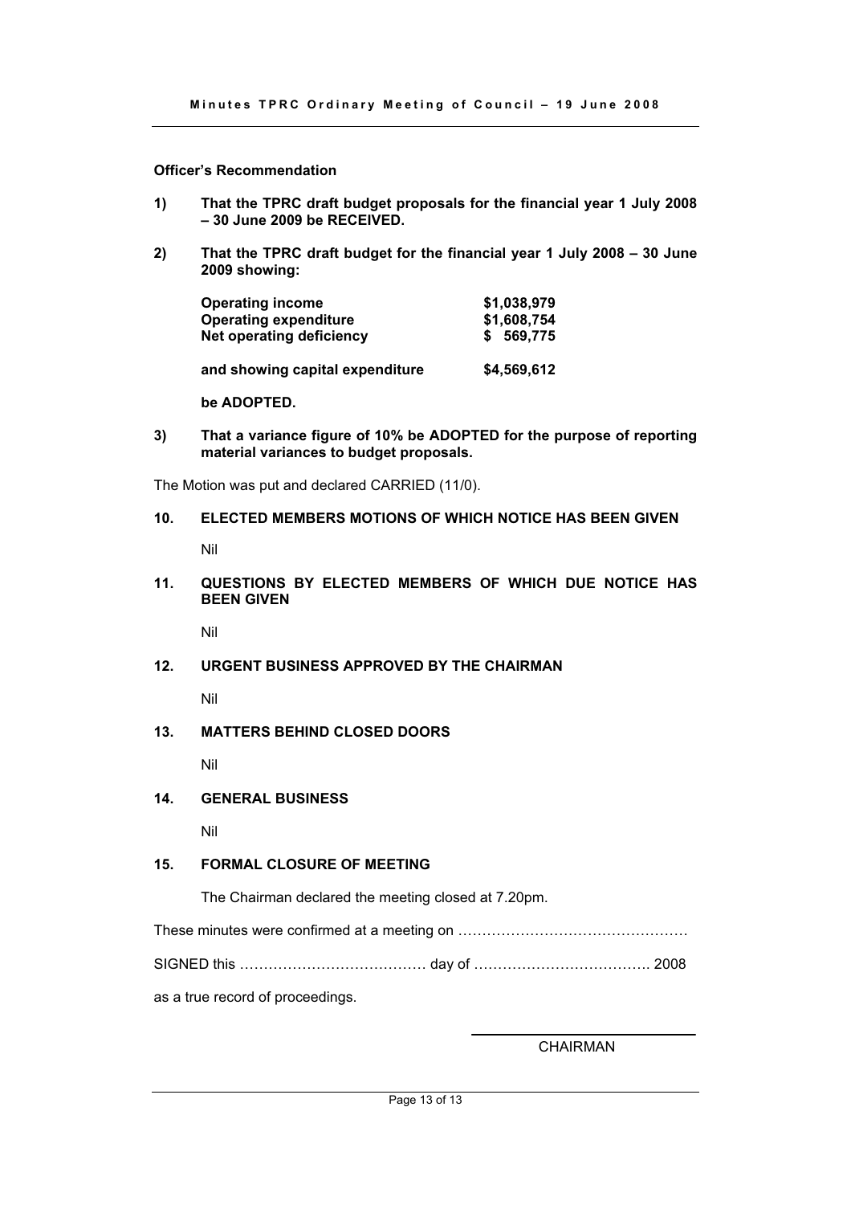**Officer's Recommendation**

**1) That the TPRC draft budget proposals for the financial year 1 July 2008 – 30 June 2009 be RECEIVED.**

**2) That the TPRC draft budget for the financial year 1 July 2008 – 30 June 2009 showing:**

| | |
|---|---|
| **Operating income** | **$1,038,979** |
| **Operating expenditure** | **$1,608,754** |
| **Net operating deficiency** | **$ 569,775** |
| **and showing capital expenditure** | **$4,569,612** |

**be ADOPTED.**

**3) That a variance figure of 10% be ADOPTED for the purpose of reporting material variances to budget proposals.**

The Motion was put and declared CARRIED (11/0).

## 10. ELECTED MEMBERS MOTIONS OF WHICH NOTICE HAS BEEN GIVEN

Nil

## 11. QUESTIONS BY ELECTED MEMBERS OF WHICH DUE NOTICE HAS BEEN GIVEN

Nil

## 12. URGENT BUSINESS APPROVED BY THE CHAIRMAN

Nil

## 13. MATTERS BEHIND CLOSED DOORS

Nil

## 14. GENERAL BUSINESS

Nil

## 15. FORMAL CLOSURE OF MEETING

The Chairman declared the meeting closed at 7.20pm.

These minutes were confirmed at a meeting on …………………………………………

SIGNED this ………………………………… day of ………………………………. 2008

as a true record of proceedings.

CHAIRMAN